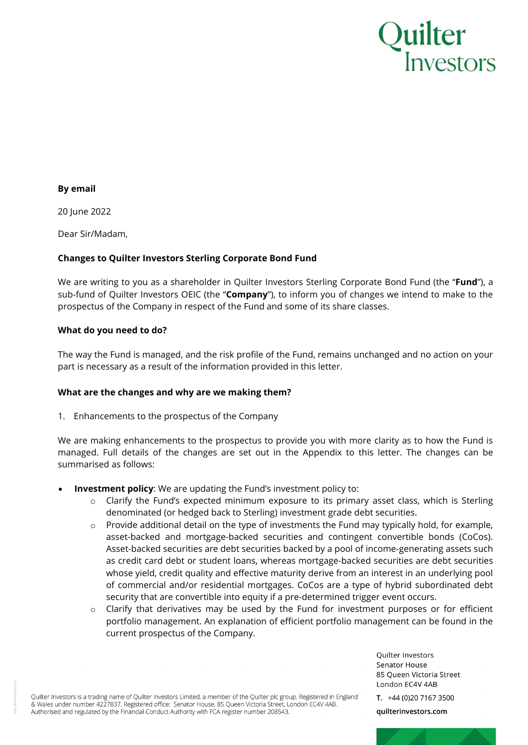**By email**

20 June 2022

Dear Sir/Madam,

**Changes to Quilter Investors Sterling Corporate Bond Fund**

We are writing to you as a shareholder in Quilter Investors Sterling Corporate Bond Fund (the "**Fund**"), a sub-fund of Quilter Investors OEIC (the "**Company**"), to inform you of changes we intend to make to the prospectus of the Company in respect of the Fund and some of its share classes.

**What do you need to do?**

The way the Fund is managed, and the risk profile of the Fund, remains unchanged and no action on your part is necessary as a result of the information provided in this letter.

**What are the changes and why are we making them?**

1. Enhancements to the prospectus of the Company

We are making enhancements to the prospectus to provide you with more clarity as to how the Fund is managed. Full details of the changes are set out in the Appendix to this letter. The changes can be summarised as follows:

- **Investment policy**: We are updating the Fund's investment policy to:
  - Clarify the Fund's expected minimum exposure to its primary asset class, which is Sterling denominated (or hedged back to Sterling) investment grade debt securities.
  - Provide additional detail on the type of investments the Fund may typically hold, for example, asset-backed and mortgage-backed securities and contingent convertible bonds (CoCos). Asset-backed securities are debt securities backed by a pool of income-generating assets such as credit card debt or student loans, whereas mortgage-backed securities are debt securities whose yield, credit quality and effective maturity derive from an interest in an underlying pool of commercial and/or residential mortgages. CoCos are a type of hybrid subordinated debt security that are convertible into equity if a pre-determined trigger event occurs.
  - Clarify that derivatives may be used by the Fund for investment purposes or for efficient portfolio management. An explanation of efficient portfolio management can be found in the current prospectus of the Company.

Quilter Investors
Senator House
85 Queen Victoria Street
London EC4V 4AB

**T.** +44 (0)20 7167 3500

**quilterinvestors.com**

Quilter Investors is a trading name of Quilter Investors Limited, a member of the Quilter plc group. Registered in England & Wales under number 4227837. Registered office: Senator House, 85 Queen Victoria Street, London EC4V 4AB. Authorised and regulated by the Financial Conduct Authority with FCA register number 208543.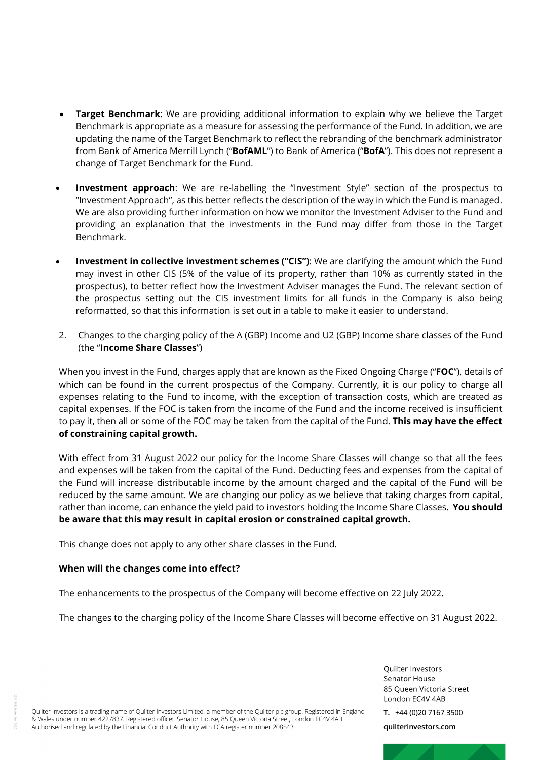- **Target Benchmark**: We are providing additional information to explain why we believe the Target Benchmark is appropriate as a measure for assessing the performance of the Fund. In addition, we are updating the name of the Target Benchmark to reflect the rebranding of the benchmark administrator from Bank of America Merrill Lynch ("**BofAML**") to Bank of America ("**BofA**"). This does not represent a change of Target Benchmark for the Fund.

- **Investment approach**: We are re-labelling the "Investment Style" section of the prospectus to "Investment Approach", as this better reflects the description of the way in which the Fund is managed. We are also providing further information on how we monitor the Investment Adviser to the Fund and providing an explanation that the investments in the Fund may differ from those in the Target Benchmark.

- **Investment in collective investment schemes ("CIS")**: We are clarifying the amount which the Fund may invest in other CIS (5% of the value of its property, rather than 10% as currently stated in the prospectus), to better reflect how the Investment Adviser manages the Fund. The relevant section of the prospectus setting out the CIS investment limits for all funds in the Company is also being reformatted, so that this information is set out in a table to make it easier to understand.

2. Changes to the charging policy of the A (GBP) Income and U2 (GBP) Income share classes of the Fund (the "**Income Share Classes**")

When you invest in the Fund, charges apply that are known as the Fixed Ongoing Charge ("**FOC**"), details of which can be found in the current prospectus of the Company. Currently, it is our policy to charge all expenses relating to the Fund to income, with the exception of transaction costs, which are treated as capital expenses. If the FOC is taken from the income of the Fund and the income received is insufficient to pay it, then all or some of the FOC may be taken from the capital of the Fund. **This may have the effect of constraining capital growth.**

With effect from 31 August 2022 our policy for the Income Share Classes will change so that all the fees and expenses will be taken from the capital of the Fund. Deducting fees and expenses from the capital of the Fund will increase distributable income by the amount charged and the capital of the Fund will be reduced by the same amount. We are changing our policy as we believe that taking charges from capital, rather than income, can enhance the yield paid to investors holding the Income Share Classes. **You should be aware that this may result in capital erosion or constrained capital growth.**

This change does not apply to any other share classes in the Fund.

**When will the changes come into effect?**

The enhancements to the prospectus of the Company will become effective on 22 July 2022.

The changes to the charging policy of the Income Share Classes will become effective on 31 August 2022.

Quilter Investors is a trading name of Quilter Investors Limited, a member of the Quilter plc group. Registered in England & Wales under number 4227837. Registered office: Senator House, 85 Queen Victoria Street, London EC4V 4AB. Authorised and regulated by the Financial Conduct Authority with FCA register number 208543.

Quilter Investors
Senator House
85 Queen Victoria Street
London EC4V 4AB

**T.** +44 (0)20 7167 3500

**quilterinvestors.com**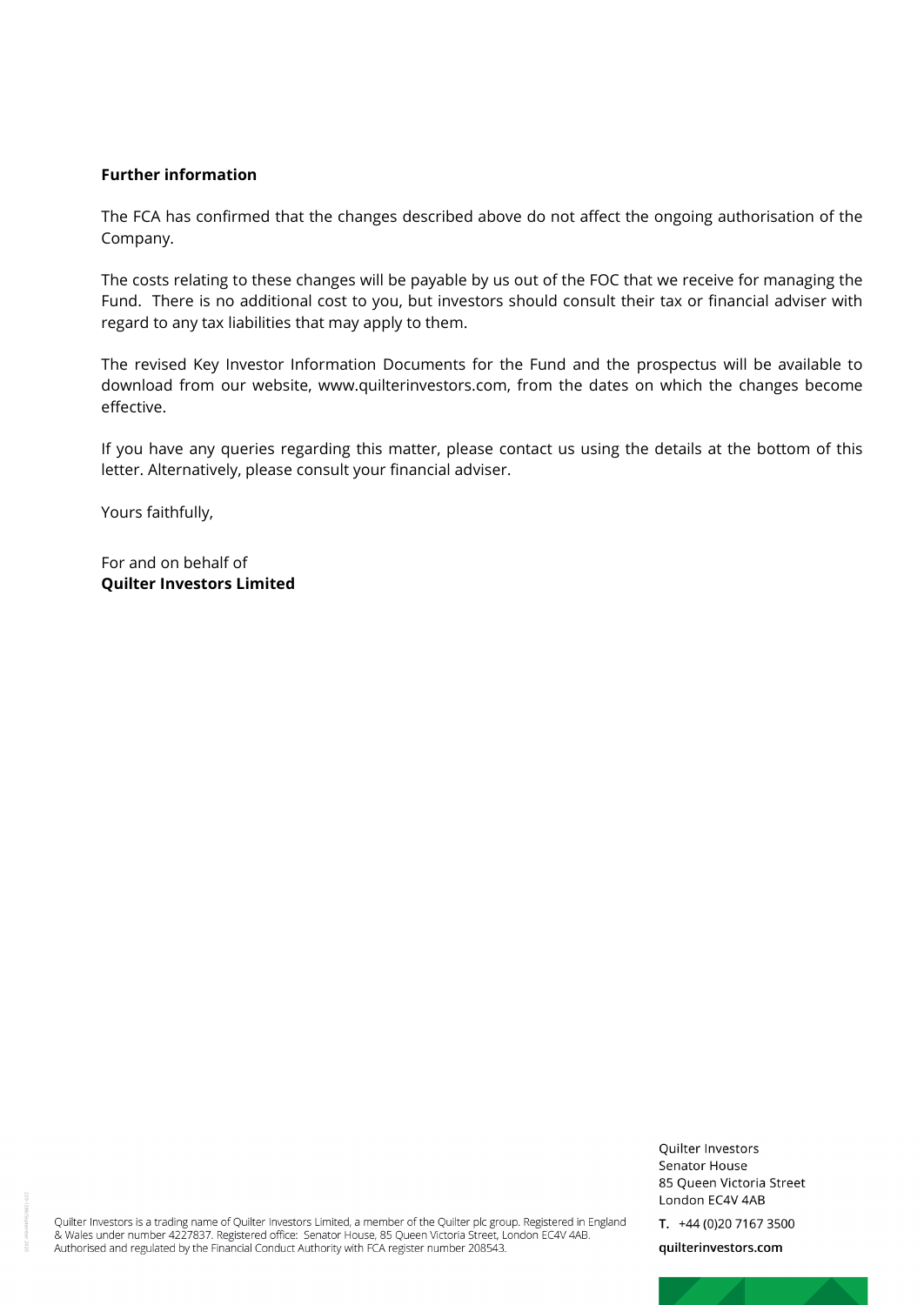**Further information**

The FCA has confirmed that the changes described above do not affect the ongoing authorisation of the Company.

The costs relating to these changes will be payable by us out of the FOC that we receive for managing the Fund. There is no additional cost to you, but investors should consult their tax or financial adviser with regard to any tax liabilities that may apply to them.

The revised Key Investor Information Documents for the Fund and the prospectus will be available to download from our website, www.quilterinvestors.com, from the dates on which the changes become effective.

If you have any queries regarding this matter, please contact us using the details at the bottom of this letter. Alternatively, please consult your financial adviser.

Yours faithfully,

For and on behalf of
**Quilter Investors Limited**

Quilter Investors is a trading name of Quilter Investors Limited, a member of the Quilter plc group. Registered in England & Wales under number 4227837. Registered office: Senator House, 85 Queen Victoria Street, London EC4V 4AB. Authorised and regulated by the Financial Conduct Authority with FCA register number 208543.

Quilter Investors
Senator House
85 Queen Victoria Street
London EC4V 4AB

**T.** +44 (0)20 7167 3500

**quilterinvestors.com**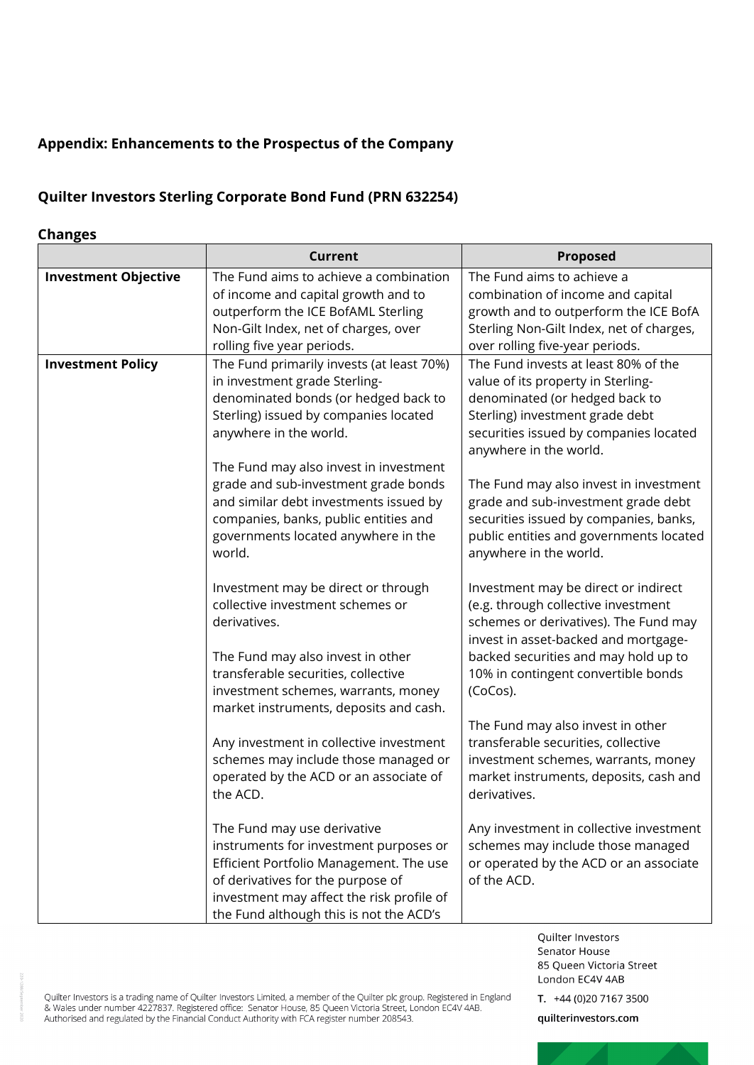## Appendix: Enhancements to the Prospectus of the Company

## Quilter Investors Sterling Corporate Bond Fund (PRN 632254)

### Changes

| | Current | Proposed |
|---|---|---|
| **Investment Objective** | The Fund aims to achieve a combination of income and capital growth and to outperform the ICE BofAML Sterling Non-Gilt Index, net of charges, over rolling five year periods. | The Fund aims to achieve a combination of income and capital growth and to outperform the ICE BofA Sterling Non-Gilt Index, net of charges, over rolling five-year periods. |
| **Investment Policy** | The Fund primarily invests (at least 70%) in investment grade Sterling-denominated bonds (or hedged back to Sterling) issued by companies located anywhere in the world.<br><br>The Fund may also invest in investment grade and sub-investment grade bonds and similar debt investments issued by companies, banks, public entities and governments located anywhere in the world.<br><br>Investment may be direct or through collective investment schemes or derivatives.<br><br>The Fund may also invest in other transferable securities, collective investment schemes, warrants, money market instruments, deposits and cash.<br><br>Any investment in collective investment schemes may include those managed or operated by the ACD or an associate of the ACD.<br><br>The Fund may use derivative instruments for investment purposes or Efficient Portfolio Management. The use of derivatives for the purpose of investment may affect the risk profile of the Fund although this is not the ACD's | The Fund invests at least 80% of the value of its property in Sterling-denominated (or hedged back to Sterling) investment grade debt securities issued by companies located anywhere in the world.<br><br>The Fund may also invest in investment grade and sub-investment grade debt securities issued by companies, banks, public entities and governments located anywhere in the world.<br><br>Investment may be direct or indirect (e.g. through collective investment schemes or derivatives). The Fund may invest in asset-backed and mortgage-backed securities and may hold up to 10% in contingent convertible bonds (CoCos).<br><br>The Fund may also invest in other transferable securities, collective investment schemes, warrants, money market instruments, deposits, cash and derivatives.<br><br>Any investment in collective investment schemes may include those managed or operated by the ACD or an associate of the ACD. |

Quilter Investors
Senator House
85 Queen Victoria Street
London EC4V 4AB

**T.** +44 (0)20 7167 3500

**quilterinvestors.com**

Quilter Investors is a trading name of Quilter Investors Limited, a member of the Quilter plc group. Registered in England & Wales under number 4227837. Registered office: Senator House, 85 Queen Victoria Street, London EC4V 4AB. Authorised and regulated by the Financial Conduct Authority with FCA register number 208543.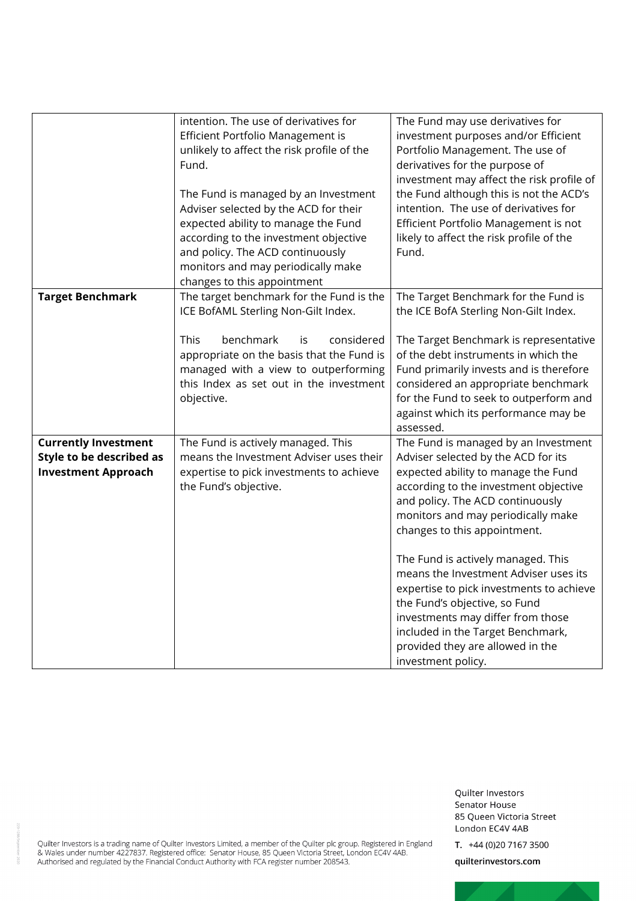| | | |
|---|---|---|
| | intention. The use of derivatives for Efficient Portfolio Management is unlikely to affect the risk profile of the Fund.<br><br>The Fund is managed by an Investment Adviser selected by the ACD for their expected ability to manage the Fund according to the investment objective and policy. The ACD continuously monitors and may periodically make changes to this appointment | The Fund may use derivatives for investment purposes and/or Efficient Portfolio Management. The use of derivatives for the purpose of investment may affect the risk profile of the Fund although this is not the ACD's intention. The use of derivatives for Efficient Portfolio Management is not likely to affect the risk profile of the Fund. |
| **Target Benchmark** | The target benchmark for the Fund is the ICE BofAML Sterling Non-Gilt Index.<br><br>This benchmark is considered appropriate on the basis that the Fund is managed with a view to outperforming this Index as set out in the investment objective. | The Target Benchmark for the Fund is the ICE BofA Sterling Non-Gilt Index.<br><br>The Target Benchmark is representative of the debt instruments in which the Fund primarily invests and is therefore considered an appropriate benchmark for the Fund to seek to outperform and against which its performance may be assessed. |
| **Currently Investment Style to be described as Investment Approach** | The Fund is actively managed. This means the Investment Adviser uses their expertise to pick investments to achieve the Fund's objective. | The Fund is managed by an Investment Adviser selected by the ACD for its expected ability to manage the Fund according to the investment objective and policy. The ACD continuously monitors and may periodically make changes to this appointment.<br><br>The Fund is actively managed. This means the Investment Adviser uses its expertise to pick investments to achieve the Fund's objective, so Fund investments may differ from those included in the Target Benchmark, provided they are allowed in the investment policy. |

Quilter Investors is a trading name of Quilter Investors Limited, a member of the Quilter plc group. Registered in England & Wales under number 4227837. Registered office: Senator House, 85 Queen Victoria Street, London EC4V 4AB. Authorised and regulated by the Financial Conduct Authority with FCA register number 208543.

Quilter Investors
Senator House
85 Queen Victoria Street
London EC4V 4AB

**T.** +44 (0)20 7167 3500

**quilterinvestors.com**